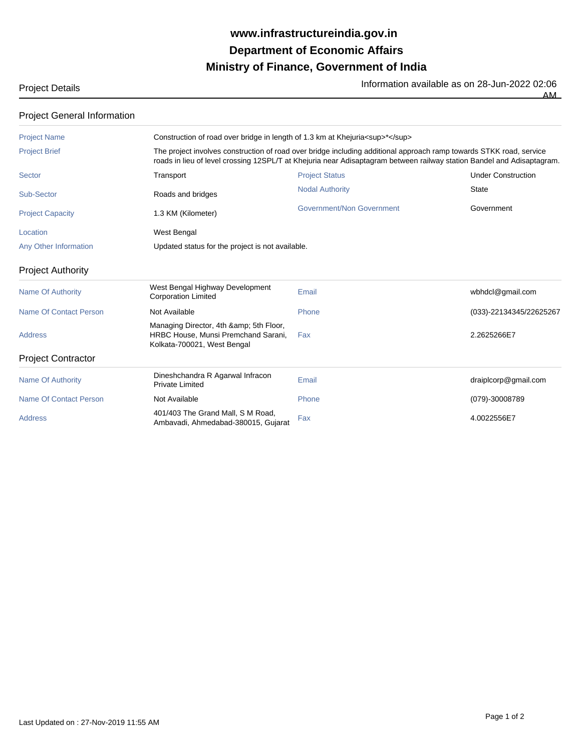# www.infrastructureindia.gov.in
# Department of Economic Affairs
# Ministry of Finance, Government of India

Project Details

Information available as on 28-Jun-2022 02:06 AM

## Project General Information

| | | | |
|---|---|---|---|
| Project Name | Construction of road over bridge in length of 1.3 km at Khejuria<sup>*</sup> | | |
| Project Brief | The project involves construction of road over bridge including additional approach ramp towards STKK road, service roads in lieu of level crossing 12SPL/T at Khejuria near Adisaptagram between railway station Bandel and Adisaptagram. | | |
| Sector | Transport | Project Status | Under Construction |
| Sub-Sector | Roads and bridges | Nodal Authority | State |
| Project Capacity | 1.3 KM (Kilometer) | Government/Non Government | Government |
| Location | West Bengal | | |
| Any Other Information | Updated status for the project is not available. | | |

## Project Authority

| | | | |
|---|---|---|---|
| Name Of Authority | West Bengal Highway Development Corporation Limited | Email | wbhdcl@gmail.com |
| Name Of Contact Person | Not Available | Phone | (033)-22134345/22625267 |
| Address | Managing Director, 4th &amp; 5th Floor, HRBC House, Munsi Premchand Sarani, Kolkata-700021, West Bengal | Fax | 2.2625266E7 |

## Project Contractor

| | | | |
|---|---|---|---|
| Name Of Authority | Dineshchandra R Agarwal Infracon Private Limited | Email | draiplcorp@gmail.com |
| Name Of Contact Person | Not Available | Phone | (079)-30008789 |
| Address | 401/403 The Grand Mall, S M Road, Ambavadi, Ahmedabad-380015, Gujarat | Fax | 4.0022556E7 |

Last Updated on : 27-Nov-2019 11:55 AM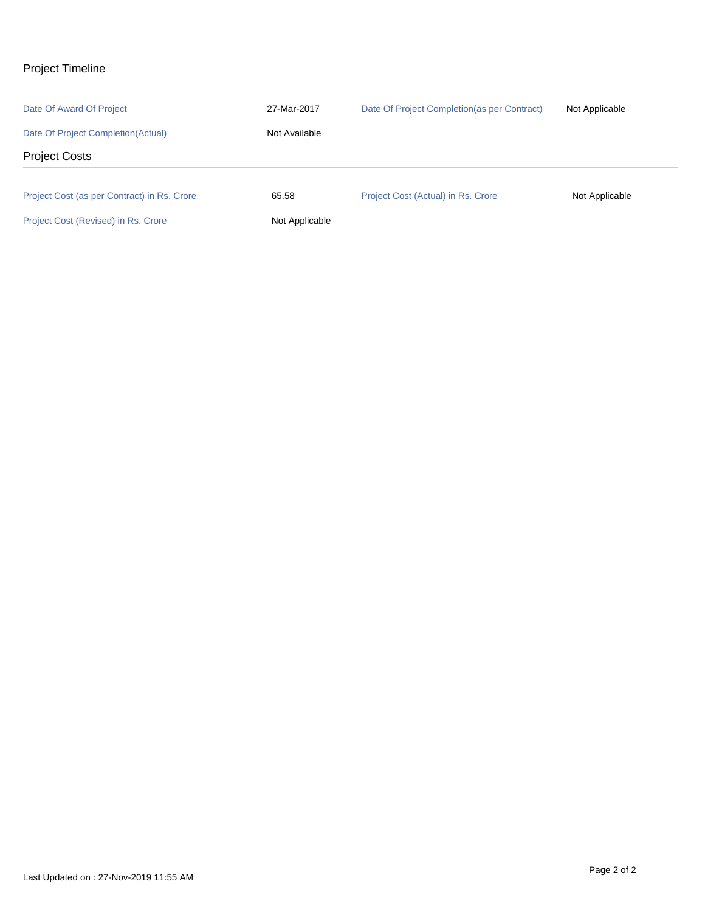## Project Timeline

| | | | |
|---|---|---|---|
| Date Of Award Of Project | 27-Mar-2017 | Date Of Project Completion(as per Contract) | Not Applicable |
| Date Of Project Completion(Actual) | Not Available | | |

## Project Costs

| | | | |
|---|---|---|---|
| Project Cost (as per Contract) in Rs. Crore | 65.58 | Project Cost (Actual) in Rs. Crore | Not Applicable |
| Project Cost (Revised) in Rs. Crore | Not Applicable | | |

Last Updated on : 27-Nov-2019 11:55 AM